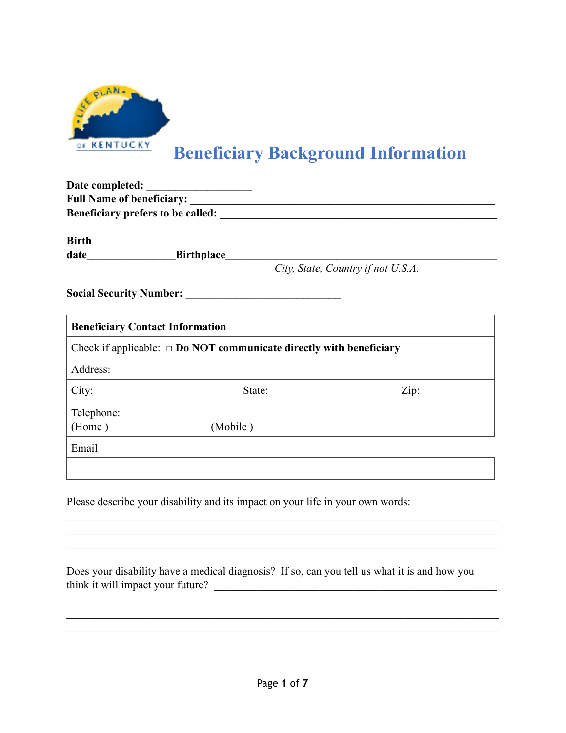# Beneficiary Background Information

**Date completed:** ___________________
**Full Name of beneficiary:** ________________________________________________________
**Beneficiary prefers to be called:** ___________________________________________________

**Birth date**________________**Birthplace**_______________________________________________
*City, State, Country if not U.S.A.*

**Social Security Number:** ____________________________

| **Beneficiary Contact Information** | | |
|---|---|---|
| Check if applicable: □ **Do NOT communicate directly with beneficiary** | | |
| Address: | | |
| City: | State: | Zip: |
| Telephone: (Home ) | (Mobile ) | |
| Email | | |
| | | |

Please describe your disability and its impact on your life in your own words:
________________________________________________________________________________
________________________________________________________________________________
________________________________________________________________________________

Does your disability have a medical diagnosis? If so, can you tell us what it is and how you think it will impact your future? ____________________________________________________
________________________________________________________________________________
________________________________________________________________________________
________________________________________________________________________________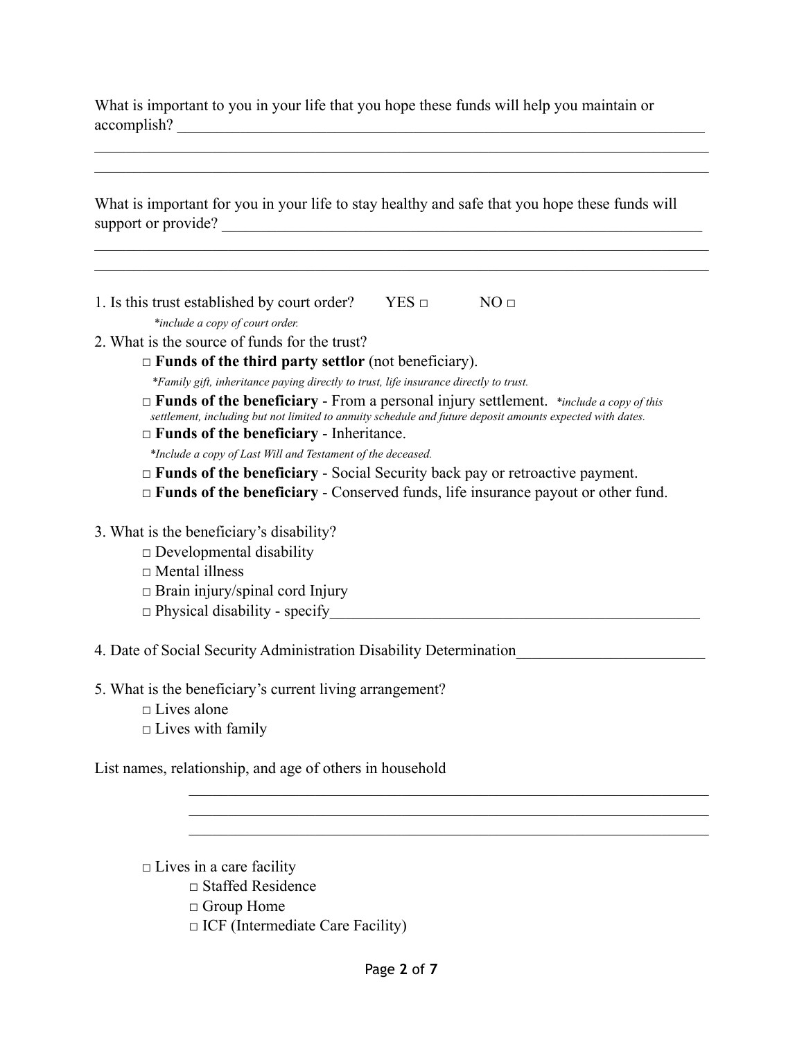What is important to you in your life that you hope these funds will help you maintain or accomplish? ______________________________________________________________________

______________________________________________________________________________

______________________________________________________________________________

What is important for you in your life to stay healthy and safe that you hope these funds will support or provide? ______________________________________________________________

______________________________________________________________________________

______________________________________________________________________________

1. Is this trust established by court order? YES □ NO □

   *\*include a copy of court order.*

2. What is the source of funds for the trust?

   □ **Funds of the third party settlor** (not beneficiary).

   *\*Family gift, inheritance paying directly to trust, life insurance directly to trust.*

   □ **Funds of the beneficiary** - From a personal injury settlement. *\*include a copy of this settlement, including but not limited to annuity schedule and future deposit amounts expected with dates.*

   □ **Funds of the beneficiary** - Inheritance.

   *\*Include a copy of Last Will and Testament of the deceased.*

   □ **Funds of the beneficiary** - Social Security back pay or retroactive payment.

   □ **Funds of the beneficiary** - Conserved funds, life insurance payout or other fund.

3. What is the beneficiary's disability?

   □ Developmental disability

   □ Mental illness

   □ Brain injury/spinal cord Injury

   □ Physical disability - specify_______________________________________________

4. Date of Social Security Administration Disability Determination________________________

5. What is the beneficiary's current living arrangement?

   □ Lives alone

   □ Lives with family

List names, relationship, and age of others in household

______________________________________________________________________

______________________________________________________________________

______________________________________________________________________

   □ Lives in a care facility

      □ Staffed Residence

      □ Group Home

      □ ICF (Intermediate Care Facility)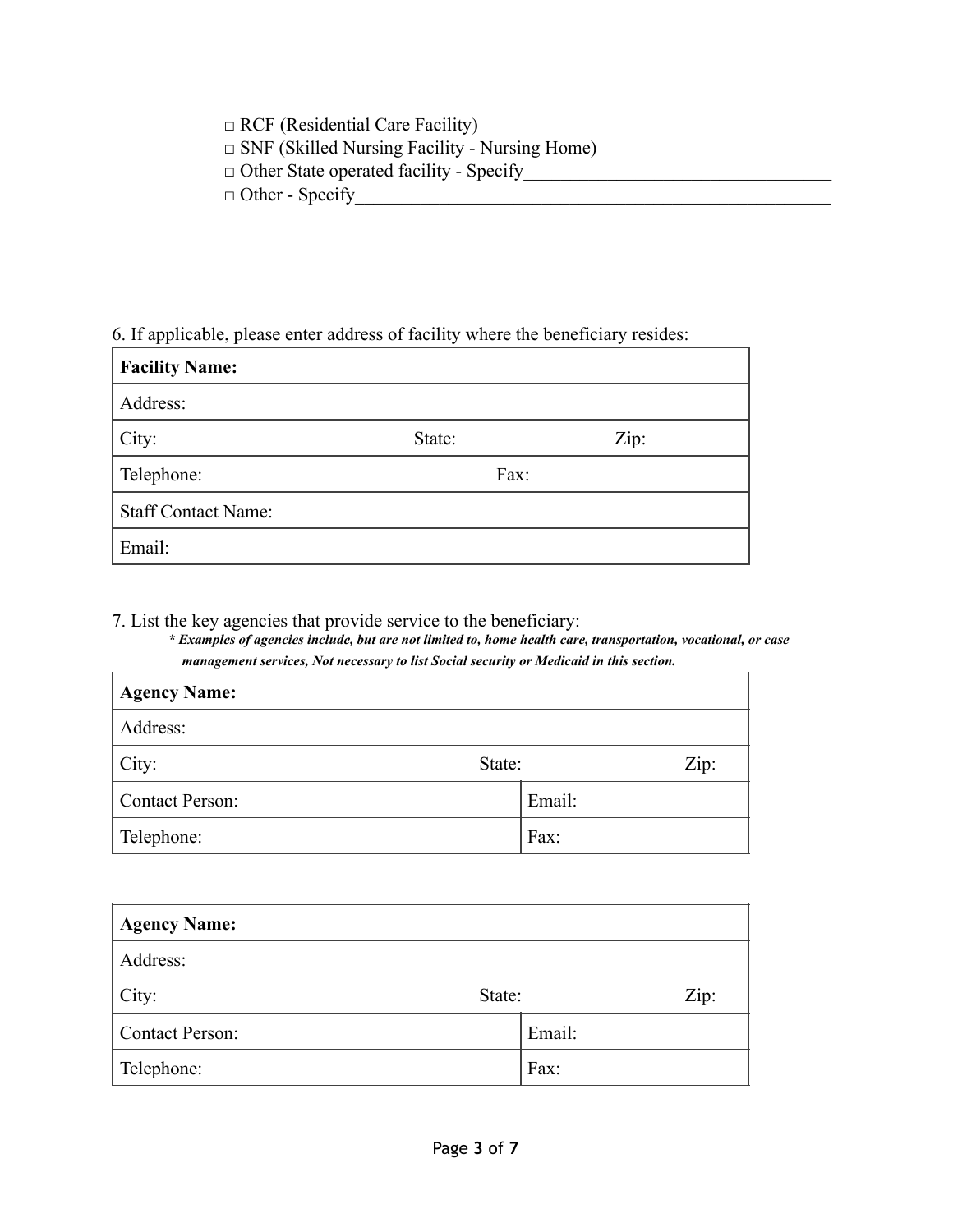□ RCF (Residential Care Facility)
□ SNF (Skilled Nursing Facility - Nursing Home)
□ Other State operated facility - Specify_________________________________
□ Other - Specify___________________________________________________

6. If applicable, please enter address of facility where the beneficiary resides:

| **Facility Name:** | | |
|---|---|---|
| Address: | | |
| City: | State: | Zip: |
| Telephone: | Fax: | |
| Staff Contact Name: | | |
| Email: | | |

7. List the key agencies that provide service to the beneficiary:

***\* Examples of agencies include, but are not limited to, home health care, transportation, vocational, or case management services, Not necessary to list Social security or Medicaid in this section.***

| **Agency Name:** | | |
|---|---|---|
| Address: | | |
| City: | State: | Zip: |
| Contact Person: | Email: | |
| Telephone: | Fax: | |

| **Agency Name:** | | |
|---|---|---|
| Address: | | |
| City: | State: | Zip: |
| Contact Person: | Email: | |
| Telephone: | Fax: | |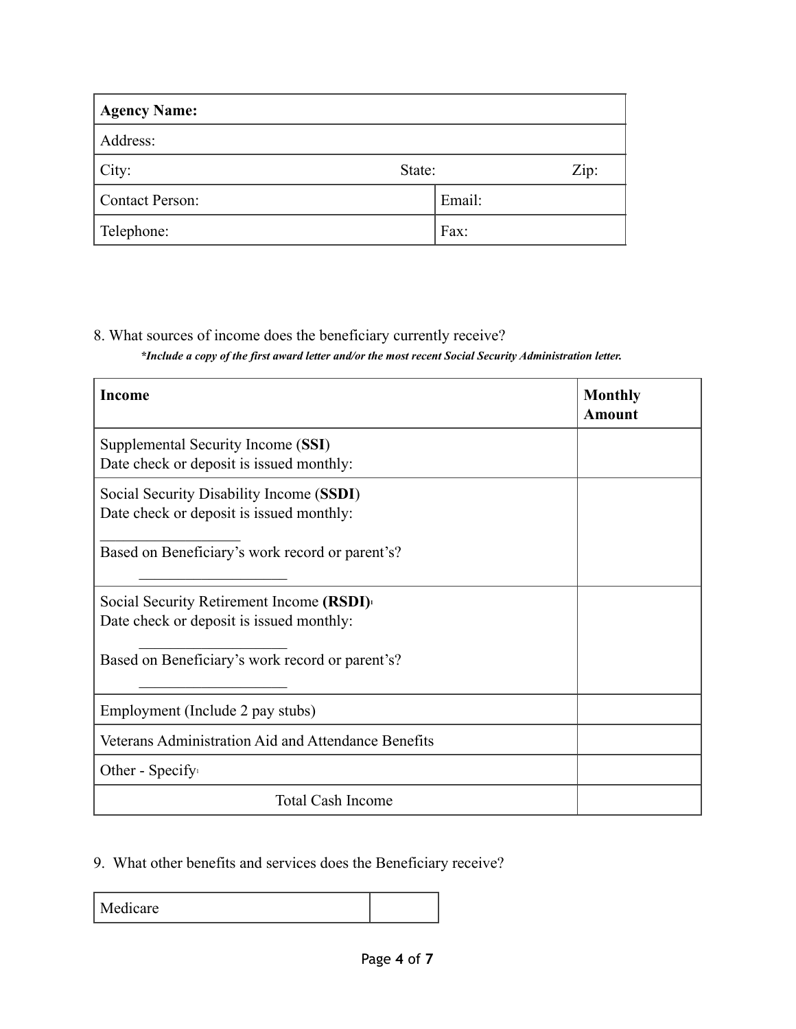| **Agency Name:** | | |
|---|---|---|
| Address: | | |
| City: | State: | Zip: |
| Contact Person: | Email: | |
| Telephone: | Fax: | |

8. What sources of income does the beneficiary currently receive?

***Include a copy of the first award letter and/or the most recent Social Security Administration letter.***

| **Income** | **Monthly Amount** |
|---|---|
| Supplemental Security Income (**SSI**)<br>Date check or deposit is issued monthly: | |
| Social Security Disability Income (**SSDI**)<br>Date check or deposit is issued monthly:<br>___________________<br>Based on Beneficiary's work record or parent's?<br>___________________ | |
| Social Security Retirement Income **(RSDI)**[1]<br>Date check or deposit is issued monthly:<br>___________________<br>Based on Beneficiary's work record or parent's?<br>___________________ | |
| Employment (Include 2 pay stubs) | |
| Veterans Administration Aid and Attendance Benefits | |
| Other - Specify[1] | |
| Total Cash Income | |

9. What other benefits and services does the Beneficiary receive?

| Medicare | |
|---|---|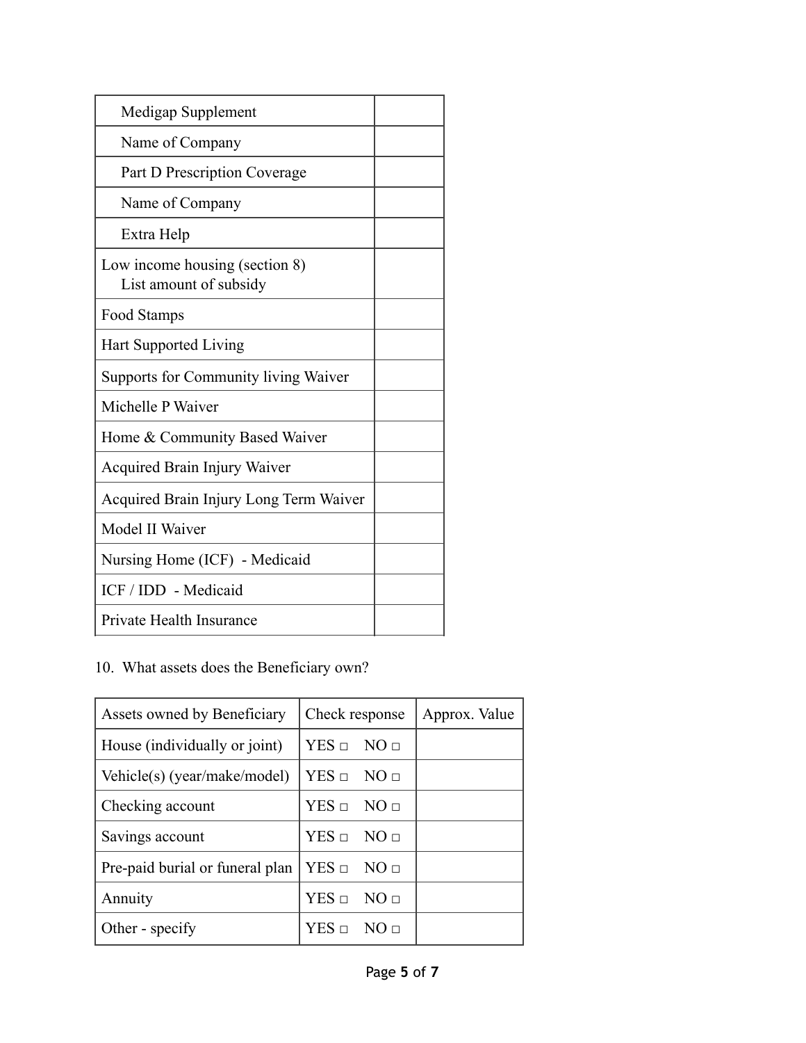| | |
|---|---|
| Medigap Supplement | |
| Name of Company | |
| Part D Prescription Coverage | |
| Name of Company | |
| Extra Help | |
| Low income housing (section 8)<br>List amount of subsidy | |
| Food Stamps | |
| Hart Supported Living | |
| Supports for Community living Waiver | |
| Michelle P Waiver | |
| Home & Community Based Waiver | |
| Acquired Brain Injury Waiver | |
| Acquired Brain Injury Long Term Waiver | |
| Model II Waiver | |
| Nursing Home (ICF) - Medicaid | |
| ICF / IDD - Medicaid | |
| Private Health Insurance | |

10. What assets does the Beneficiary own?

| Assets owned by Beneficiary | Check response | Approx. Value |
|---|---|---|
| House (individually or joint) | YES □ NO □ | |
| Vehicle(s) (year/make/model) | YES □ NO □ | |
| Checking account | YES □ NO □ | |
| Savings account | YES □ NO □ | |
| Pre-paid burial or funeral plan | YES □ NO □ | |
| Annuity | YES □ NO □ | |
| Other - specify | YES □ NO □ | |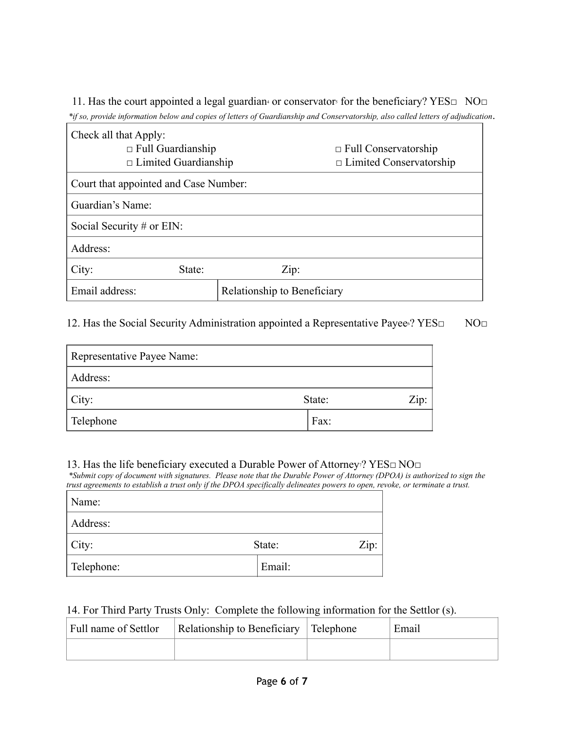11. Has the court appointed a legal guardian[4] or conservator[5] for the beneficiary? YES□ NO□

*\*if so, provide information below and copies of letters of Guardianship and Conservatorship, also called letters of adjudication.*

| Check all that Apply: □ Full Guardianship □ Limited Guardianship | □ Full Conservatorship □ Limited Conservatorship |
|---|---|
| Court that appointed and Case Number: | |
| Guardian's Name: | |
| Social Security # or EIN: | |
| Address: | |
| City: State: Zip: | |
| Email address: | Relationship to Beneficiary |

12. Has the Social Security Administration appointed a Representative Payee[6]? YES□ NO□

| Representative Payee Name: | |
|---|---|
| Address: | |
| City: State: Zip: | |
| Telephone | Fax: |

13. Has the life beneficiary executed a Durable Power of Attorney[7]? YES□ NO□

*\*Submit copy of document with signatures. Please note that the Durable Power of Attorney (DPOA) is authorized to sign the trust agreements to establish a trust only if the DPOA specifically delineates powers to open, revoke, or terminate a trust.*

| Name: | |
|---|---|
| Address: | |
| City: State: Zip: | |
| Telephone: | Email: |

14. For Third Party Trusts Only: Complete the following information for the Settlor (s).

| Full name of Settlor | Relationship to Beneficiary | Telephone | Email |
|---|---|---|---|
| | | | |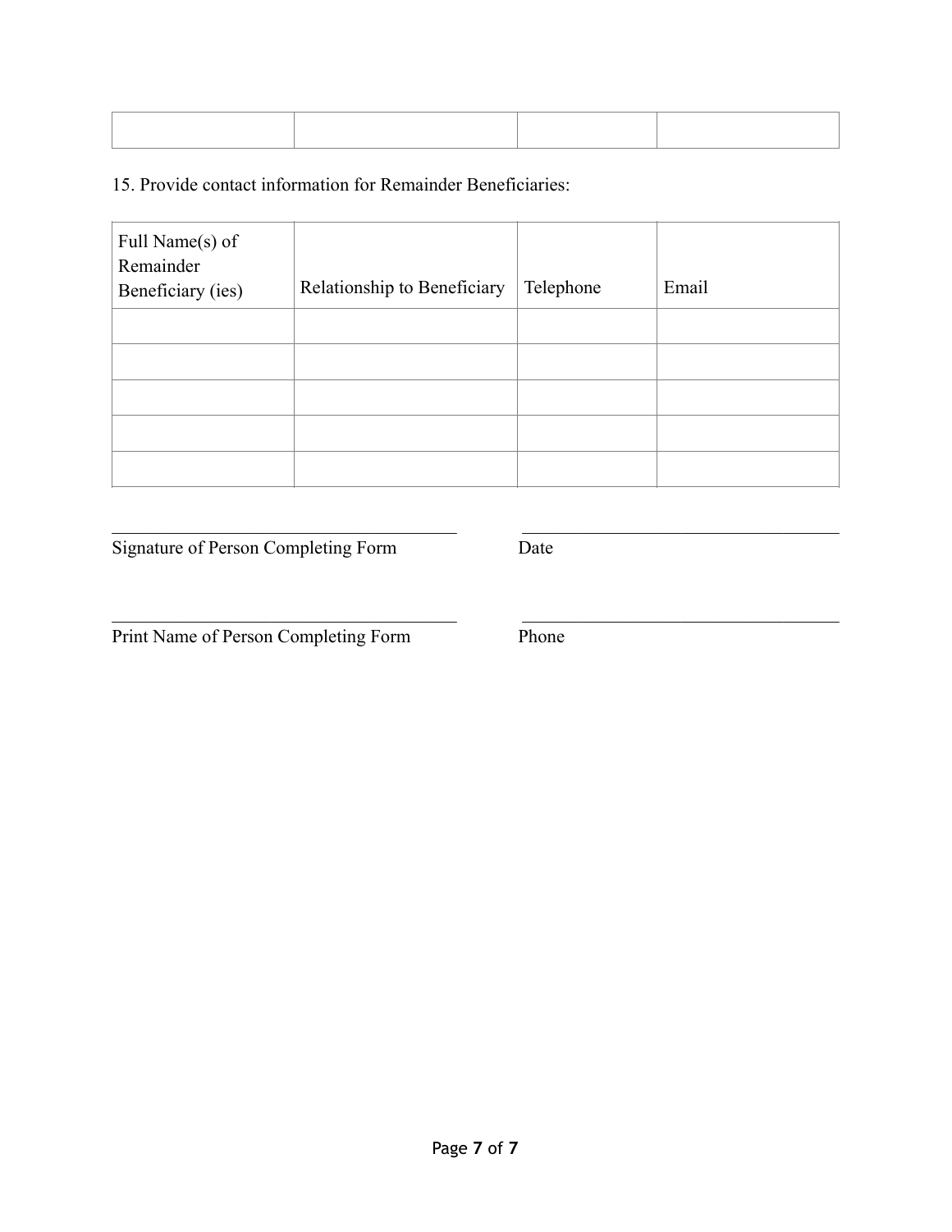| | | | |
|---|---|---|---|
| | | | |

15. Provide contact information for Remainder Beneficiaries:

| Full Name(s) of Remainder Beneficiary (ies) | Relationship to Beneficiary | Telephone | Email |
|---|---|---|---|
| | | | |
| | | | |
| | | | |
| | | | |
| | | | |

\_\_\_\_\_\_\_\_\_\_\_\_\_\_\_\_\_\_\_\_\_\_\_\_\_\_\_\_\_\_\_\_\_\_\_\_ \_\_\_\_\_\_\_\_\_\_\_\_\_\_\_\_\_\_\_\_\_\_\_\_\_\_\_\_\_\_\_\_\_\_\_\_

Signature of Person Completing Form Date

\_\_\_\_\_\_\_\_\_\_\_\_\_\_\_\_\_\_\_\_\_\_\_\_\_\_\_\_\_\_\_\_\_\_\_\_ \_\_\_\_\_\_\_\_\_\_\_\_\_\_\_\_\_\_\_\_\_\_\_\_\_\_\_\_\_\_\_\_\_\_\_\_

Print Name of Person Completing Form Phone